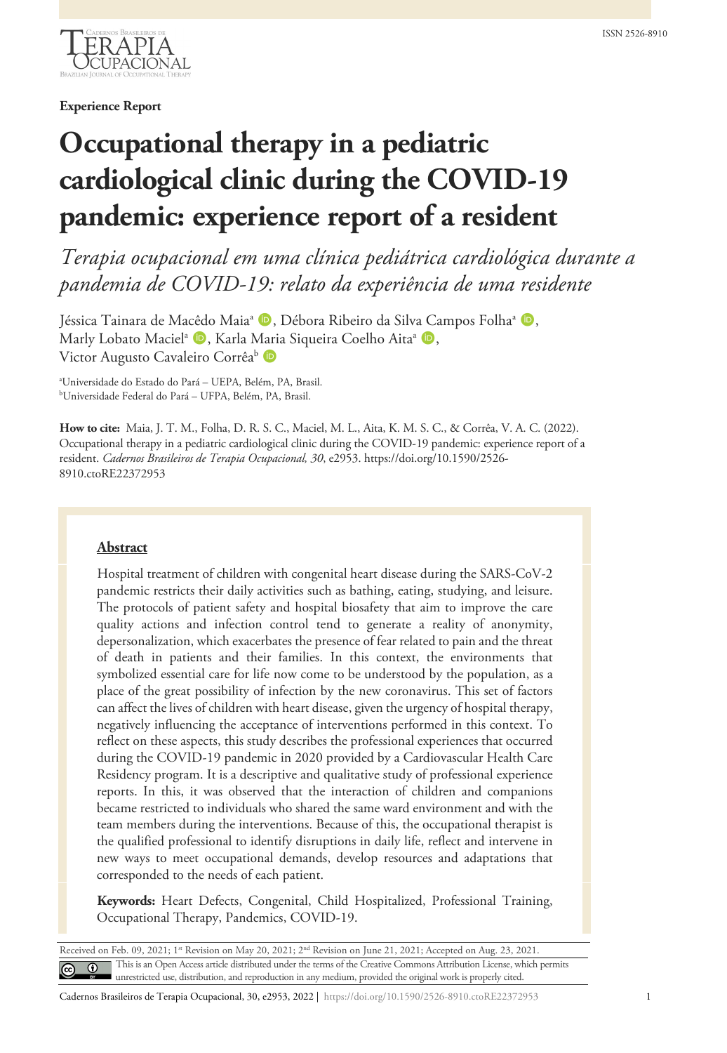**Experience Report**

# Occupational therapy in a pediatric cardiological clinic during the COVID-19 pandemic: experience report of a resident

*Terapia ocupacional em uma clínica pediátrica cardiológica durante a pandemia de COVID-19: relato da experiência de uma residente*

Jéssica Tainara de Macêdo Maia[a], Débora Ribeiro da Silva Campos Folha[a], Marly Lobato Maciel[a], Karla Maria Siqueira Coelho Aita[a], Victor Augusto Cavaleiro Corrêa[b]

[a]Universidade do Estado do Pará – UEPA, Belém, PA, Brasil.
[b]Universidade Federal do Pará – UFPA, Belém, PA, Brasil.

**How to cite:** Maia, J. T. M., Folha, D. R. S. C., Maciel, M. L., Aita, K. M. S. C., & Corrêa, V. A. C. (2022). Occupational therapy in a pediatric cardiological clinic during the COVID-19 pandemic: experience report of a resident. *Cadernos Brasileiros de Terapia Ocupacional, 30*, e2953. https://doi.org/10.1590/2526-8910.ctoRE22372953

## Abstract

Hospital treatment of children with congenital heart disease during the SARS-CoV-2 pandemic restricts their daily activities such as bathing, eating, studying, and leisure. The protocols of patient safety and hospital biosafety that aim to improve the care quality actions and infection control tend to generate a reality of anonymity, depersonalization, which exacerbates the presence of fear related to pain and the threat of death in patients and their families. In this context, the environments that symbolized essential care for life now come to be understood by the population, as a place of the great possibility of infection by the new coronavirus. This set of factors can affect the lives of children with heart disease, given the urgency of hospital therapy, negatively influencing the acceptance of interventions performed in this context. To reflect on these aspects, this study describes the professional experiences that occurred during the COVID-19 pandemic in 2020 provided by a Cardiovascular Health Care Residency program. It is a descriptive and qualitative study of professional experience reports. In this, it was observed that the interaction of children and companions became restricted to individuals who shared the same ward environment and with the team members during the interventions. Because of this, the occupational therapist is the qualified professional to identify disruptions in daily life, reflect and intervene in new ways to meet occupational demands, develop resources and adaptations that corresponded to the needs of each patient.

**Keywords:** Heart Defects, Congenital, Child Hospitalized, Professional Training, Occupational Therapy, Pandemics, COVID-19.

Received on Feb. 09, 2021; 1st Revision on May 20, 2021; 2nd Revision on June 21, 2021; Accepted on Aug. 23, 2021.

This is an Open Access article distributed under the terms of the Creative Commons Attribution License, which permits unrestricted use, distribution, and reproduction in any medium, provided the original work is properly cited.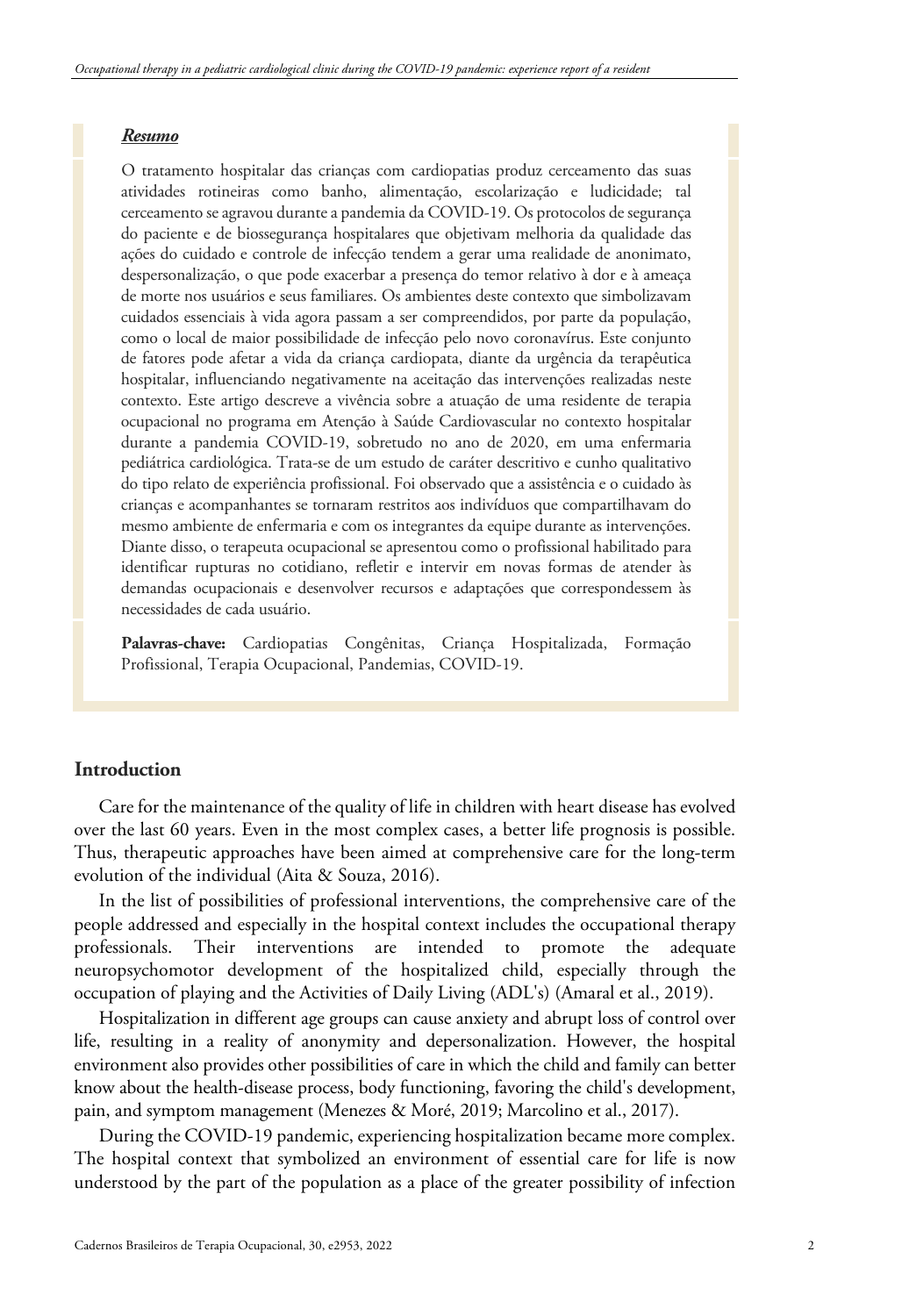***Resumo***

O tratamento hospitalar das crianças com cardiopatias produz cerceamento das suas atividades rotineiras como banho, alimentação, escolarização e ludicidade; tal cerceamento se agravou durante a pandemia da COVID-19. Os protocolos de segurança do paciente e de biossegurança hospitalares que objetivam melhoria da qualidade das ações do cuidado e controle de infecção tendem a gerar uma realidade de anonimato, despersonalização, o que pode exacerbar a presença do temor relativo à dor e à ameaça de morte nos usuários e seus familiares. Os ambientes deste contexto que simbolizavam cuidados essenciais à vida agora passam a ser compreendidos, por parte da população, como o local de maior possibilidade de infecção pelo novo coronavírus. Este conjunto de fatores pode afetar a vida da criança cardiopata, diante da urgência da terapêutica hospitalar, influenciando negativamente na aceitação das intervenções realizadas neste contexto. Este artigo descreve a vivência sobre a atuação de uma residente de terapia ocupacional no programa em Atenção à Saúde Cardiovascular no contexto hospitalar durante a pandemia COVID-19, sobretudo no ano de 2020, em uma enfermaria pediátrica cardiológica. Trata-se de um estudo de caráter descritivo e cunho qualitativo do tipo relato de experiência profissional. Foi observado que a assistência e o cuidado às crianças e acompanhantes se tornaram restritos aos indivíduos que compartilhavam do mesmo ambiente de enfermaria e com os integrantes da equipe durante as intervenções. Diante disso, o terapeuta ocupacional se apresentou como o profissional habilitado para identificar rupturas no cotidiano, refletir e intervir em novas formas de atender às demandas ocupacionais e desenvolver recursos e adaptações que correspondessem às necessidades de cada usuário.

**Palavras-chave:** Cardiopatias Congênitas, Criança Hospitalizada, Formação Profissional, Terapia Ocupacional, Pandemias, COVID-19.

## Introduction

Care for the maintenance of the quality of life in children with heart disease has evolved over the last 60 years. Even in the most complex cases, a better life prognosis is possible. Thus, therapeutic approaches have been aimed at comprehensive care for the long-term evolution of the individual (Aita & Souza, 2016).

In the list of possibilities of professional interventions, the comprehensive care of the people addressed and especially in the hospital context includes the occupational therapy professionals. Their interventions are intended to promote the adequate neuropsychomotor development of the hospitalized child, especially through the occupation of playing and the Activities of Daily Living (ADL's) (Amaral et al., 2019).

Hospitalization in different age groups can cause anxiety and abrupt loss of control over life, resulting in a reality of anonymity and depersonalization. However, the hospital environment also provides other possibilities of care in which the child and family can better know about the health-disease process, body functioning, favoring the child's development, pain, and symptom management (Menezes & Moré, 2019; Marcolino et al., 2017).

During the COVID-19 pandemic, experiencing hospitalization became more complex. The hospital context that symbolized an environment of essential care for life is now understood by the part of the population as a place of the greater possibility of infection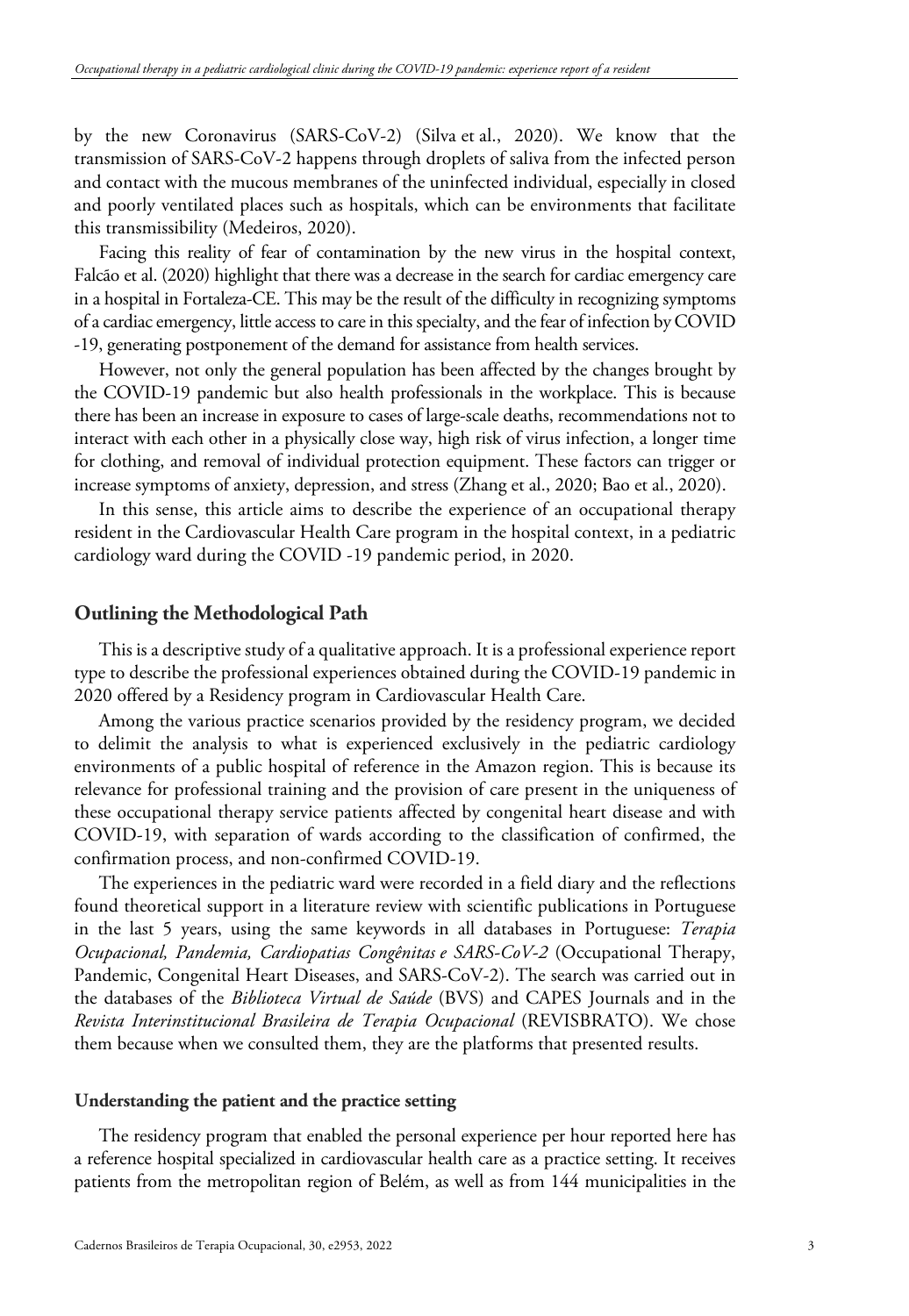by the new Coronavirus (SARS-CoV-2) (Silva et al., 2020). We know that the transmission of SARS-CoV-2 happens through droplets of saliva from the infected person and contact with the mucous membranes of the uninfected individual, especially in closed and poorly ventilated places such as hospitals, which can be environments that facilitate this transmissibility (Medeiros, 2020).

Facing this reality of fear of contamination by the new virus in the hospital context, Falcão et al. (2020) highlight that there was a decrease in the search for cardiac emergency care in a hospital in Fortaleza-CE. This may be the result of the difficulty in recognizing symptoms of a cardiac emergency, little access to care in this specialty, and the fear of infection by COVID -19, generating postponement of the demand for assistance from health services.

However, not only the general population has been affected by the changes brought by the COVID-19 pandemic but also health professionals in the workplace. This is because there has been an increase in exposure to cases of large-scale deaths, recommendations not to interact with each other in a physically close way, high risk of virus infection, a longer time for clothing, and removal of individual protection equipment. These factors can trigger or increase symptoms of anxiety, depression, and stress (Zhang et al., 2020; Bao et al., 2020).

In this sense, this article aims to describe the experience of an occupational therapy resident in the Cardiovascular Health Care program in the hospital context, in a pediatric cardiology ward during the COVID -19 pandemic period, in 2020.

## Outlining the Methodological Path

This is a descriptive study of a qualitative approach. It is a professional experience report type to describe the professional experiences obtained during the COVID-19 pandemic in 2020 offered by a Residency program in Cardiovascular Health Care.

Among the various practice scenarios provided by the residency program, we decided to delimit the analysis to what is experienced exclusively in the pediatric cardiology environments of a public hospital of reference in the Amazon region. This is because its relevance for professional training and the provision of care present in the uniqueness of these occupational therapy service patients affected by congenital heart disease and with COVID-19, with separation of wards according to the classification of confirmed, the confirmation process, and non-confirmed COVID-19.

The experiences in the pediatric ward were recorded in a field diary and the reflections found theoretical support in a literature review with scientific publications in Portuguese in the last 5 years, using the same keywords in all databases in Portuguese: *Terapia Ocupacional, Pandemia, Cardiopatias Congênitas e SARS-CoV-2* (Occupational Therapy, Pandemic, Congenital Heart Diseases, and SARS-CoV-2). The search was carried out in the databases of the *Biblioteca Virtual de Saúde* (BVS) and CAPES Journals and in the *Revista Interinstitucional Brasileira de Terapia Ocupacional* (REVISBRATO). We chose them because when we consulted them, they are the platforms that presented results.

### Understanding the patient and the practice setting

The residency program that enabled the personal experience per hour reported here has a reference hospital specialized in cardiovascular health care as a practice setting. It receives patients from the metropolitan region of Belém, as well as from 144 municipalities in the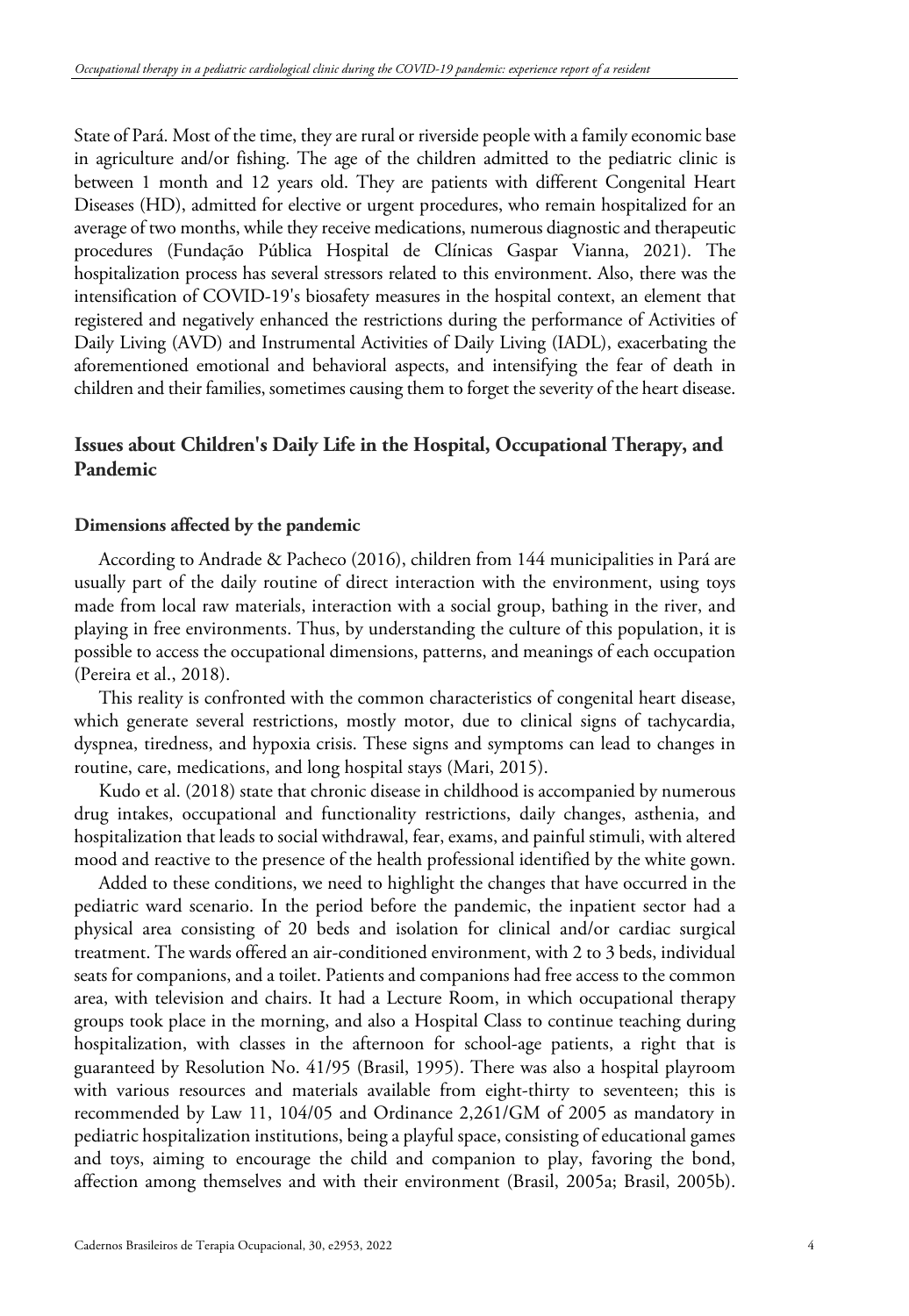State of Pará. Most of the time, they are rural or riverside people with a family economic base in agriculture and/or fishing. The age of the children admitted to the pediatric clinic is between 1 month and 12 years old. They are patients with different Congenital Heart Diseases (HD), admitted for elective or urgent procedures, who remain hospitalized for an average of two months, while they receive medications, numerous diagnostic and therapeutic procedures (Fundação Pública Hospital de Clínicas Gaspar Vianna, 2021). The hospitalization process has several stressors related to this environment. Also, there was the intensification of COVID-19's biosafety measures in the hospital context, an element that registered and negatively enhanced the restrictions during the performance of Activities of Daily Living (AVD) and Instrumental Activities of Daily Living (IADL), exacerbating the aforementioned emotional and behavioral aspects, and intensifying the fear of death in children and their families, sometimes causing them to forget the severity of the heart disease.

## Issues about Children's Daily Life in the Hospital, Occupational Therapy, and Pandemic

### Dimensions affected by the pandemic

According to Andrade & Pacheco (2016), children from 144 municipalities in Pará are usually part of the daily routine of direct interaction with the environment, using toys made from local raw materials, interaction with a social group, bathing in the river, and playing in free environments. Thus, by understanding the culture of this population, it is possible to access the occupational dimensions, patterns, and meanings of each occupation (Pereira et al., 2018).

This reality is confronted with the common characteristics of congenital heart disease, which generate several restrictions, mostly motor, due to clinical signs of tachycardia, dyspnea, tiredness, and hypoxia crisis. These signs and symptoms can lead to changes in routine, care, medications, and long hospital stays (Mari, 2015).

Kudo et al. (2018) state that chronic disease in childhood is accompanied by numerous drug intakes, occupational and functionality restrictions, daily changes, asthenia, and hospitalization that leads to social withdrawal, fear, exams, and painful stimuli, with altered mood and reactive to the presence of the health professional identified by the white gown.

Added to these conditions, we need to highlight the changes that have occurred in the pediatric ward scenario. In the period before the pandemic, the inpatient sector had a physical area consisting of 20 beds and isolation for clinical and/or cardiac surgical treatment. The wards offered an air-conditioned environment, with 2 to 3 beds, individual seats for companions, and a toilet. Patients and companions had free access to the common area, with television and chairs. It had a Lecture Room, in which occupational therapy groups took place in the morning, and also a Hospital Class to continue teaching during hospitalization, with classes in the afternoon for school-age patients, a right that is guaranteed by Resolution No. 41/95 (Brasil, 1995). There was also a hospital playroom with various resources and materials available from eight-thirty to seventeen; this is recommended by Law 11, 104/05 and Ordinance 2,261/GM of 2005 as mandatory in pediatric hospitalization institutions, being a playful space, consisting of educational games and toys, aiming to encourage the child and companion to play, favoring the bond, affection among themselves and with their environment (Brasil, 2005a; Brasil, 2005b).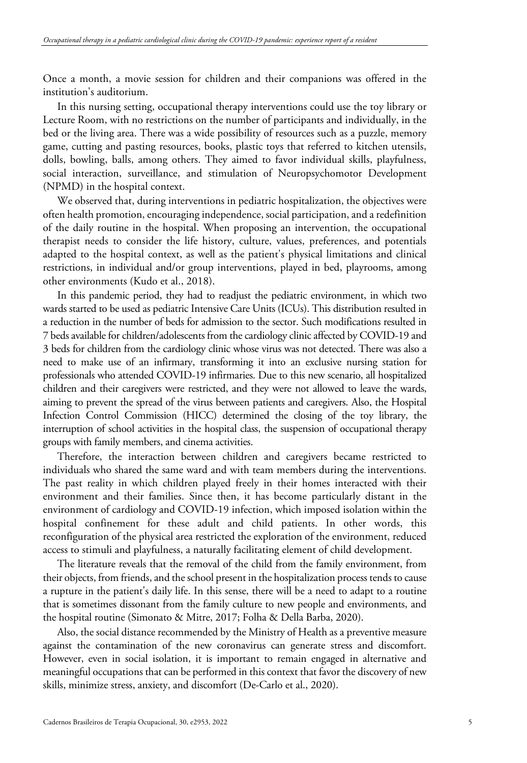Once a month, a movie session for children and their companions was offered in the institution's auditorium.

In this nursing setting, occupational therapy interventions could use the toy library or Lecture Room, with no restrictions on the number of participants and individually, in the bed or the living area. There was a wide possibility of resources such as a puzzle, memory game, cutting and pasting resources, books, plastic toys that referred to kitchen utensils, dolls, bowling, balls, among others. They aimed to favor individual skills, playfulness, social interaction, surveillance, and stimulation of Neuropsychomotor Development (NPMD) in the hospital context.

We observed that, during interventions in pediatric hospitalization, the objectives were often health promotion, encouraging independence, social participation, and a redefinition of the daily routine in the hospital. When proposing an intervention, the occupational therapist needs to consider the life history, culture, values, preferences, and potentials adapted to the hospital context, as well as the patient's physical limitations and clinical restrictions, in individual and/or group interventions, played in bed, playrooms, among other environments (Kudo et al., 2018).

In this pandemic period, they had to readjust the pediatric environment, in which two wards started to be used as pediatric Intensive Care Units (ICUs). This distribution resulted in a reduction in the number of beds for admission to the sector. Such modifications resulted in 7 beds available for children/adolescents from the cardiology clinic affected by COVID-19 and 3 beds for children from the cardiology clinic whose virus was not detected. There was also a need to make use of an infirmary, transforming it into an exclusive nursing station for professionals who attended COVID-19 infirmaries. Due to this new scenario, all hospitalized children and their caregivers were restricted, and they were not allowed to leave the wards, aiming to prevent the spread of the virus between patients and caregivers. Also, the Hospital Infection Control Commission (HICC) determined the closing of the toy library, the interruption of school activities in the hospital class, the suspension of occupational therapy groups with family members, and cinema activities.

Therefore, the interaction between children and caregivers became restricted to individuals who shared the same ward and with team members during the interventions. The past reality in which children played freely in their homes interacted with their environment and their families. Since then, it has become particularly distant in the environment of cardiology and COVID-19 infection, which imposed isolation within the hospital confinement for these adult and child patients. In other words, this reconfiguration of the physical area restricted the exploration of the environment, reduced access to stimuli and playfulness, a naturally facilitating element of child development.

The literature reveals that the removal of the child from the family environment, from their objects, from friends, and the school present in the hospitalization process tends to cause a rupture in the patient's daily life. In this sense, there will be a need to adapt to a routine that is sometimes dissonant from the family culture to new people and environments, and the hospital routine (Simonato & Mitre, 2017; Folha & Della Barba, 2020).

Also, the social distance recommended by the Ministry of Health as a preventive measure against the contamination of the new coronavirus can generate stress and discomfort. However, even in social isolation, it is important to remain engaged in alternative and meaningful occupations that can be performed in this context that favor the discovery of new skills, minimize stress, anxiety, and discomfort (De-Carlo et al., 2020).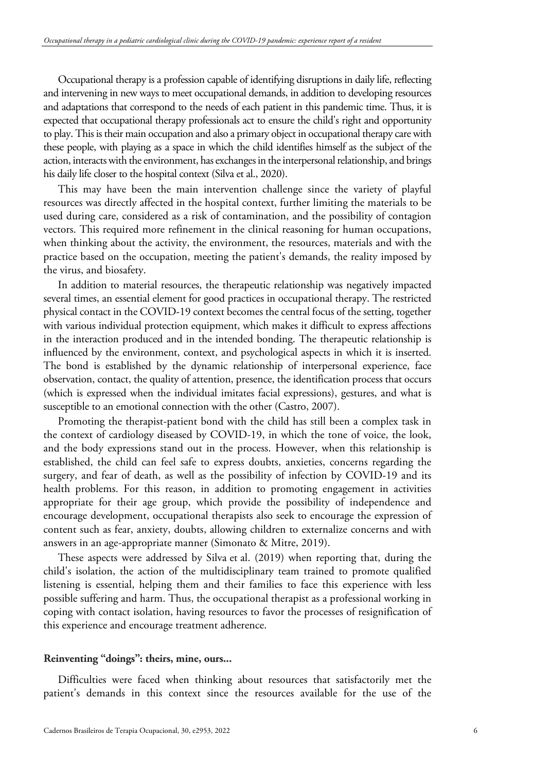Occupational therapy is a profession capable of identifying disruptions in daily life, reflecting and intervening in new ways to meet occupational demands, in addition to developing resources and adaptations that correspond to the needs of each patient in this pandemic time. Thus, it is expected that occupational therapy professionals act to ensure the child's right and opportunity to play. This is their main occupation and also a primary object in occupational therapy care with these people, with playing as a space in which the child identifies himself as the subject of the action, interacts with the environment, has exchanges in the interpersonal relationship, and brings his daily life closer to the hospital context (Silva et al., 2020).

This may have been the main intervention challenge since the variety of playful resources was directly affected in the hospital context, further limiting the materials to be used during care, considered as a risk of contamination, and the possibility of contagion vectors. This required more refinement in the clinical reasoning for human occupations, when thinking about the activity, the environment, the resources, materials and with the practice based on the occupation, meeting the patient's demands, the reality imposed by the virus, and biosafety.

In addition to material resources, the therapeutic relationship was negatively impacted several times, an essential element for good practices in occupational therapy. The restricted physical contact in the COVID-19 context becomes the central focus of the setting, together with various individual protection equipment, which makes it difficult to express affections in the interaction produced and in the intended bonding. The therapeutic relationship is influenced by the environment, context, and psychological aspects in which it is inserted. The bond is established by the dynamic relationship of interpersonal experience, face observation, contact, the quality of attention, presence, the identification process that occurs (which is expressed when the individual imitates facial expressions), gestures, and what is susceptible to an emotional connection with the other (Castro, 2007).

Promoting the therapist-patient bond with the child has still been a complex task in the context of cardiology diseased by COVID-19, in which the tone of voice, the look, and the body expressions stand out in the process. However, when this relationship is established, the child can feel safe to express doubts, anxieties, concerns regarding the surgery, and fear of death, as well as the possibility of infection by COVID-19 and its health problems. For this reason, in addition to promoting engagement in activities appropriate for their age group, which provide the possibility of independence and encourage development, occupational therapists also seek to encourage the expression of content such as fear, anxiety, doubts, allowing children to externalize concerns and with answers in an age-appropriate manner (Simonato & Mitre, 2019).

These aspects were addressed by Silva et al. (2019) when reporting that, during the child's isolation, the action of the multidisciplinary team trained to promote qualified listening is essential, helping them and their families to face this experience with less possible suffering and harm. Thus, the occupational therapist as a professional working in coping with contact isolation, having resources to favor the processes of resignification of this experience and encourage treatment adherence.

### Reinventing "doings": theirs, mine, ours...

Difficulties were faced when thinking about resources that satisfactorily met the patient's demands in this context since the resources available for the use of the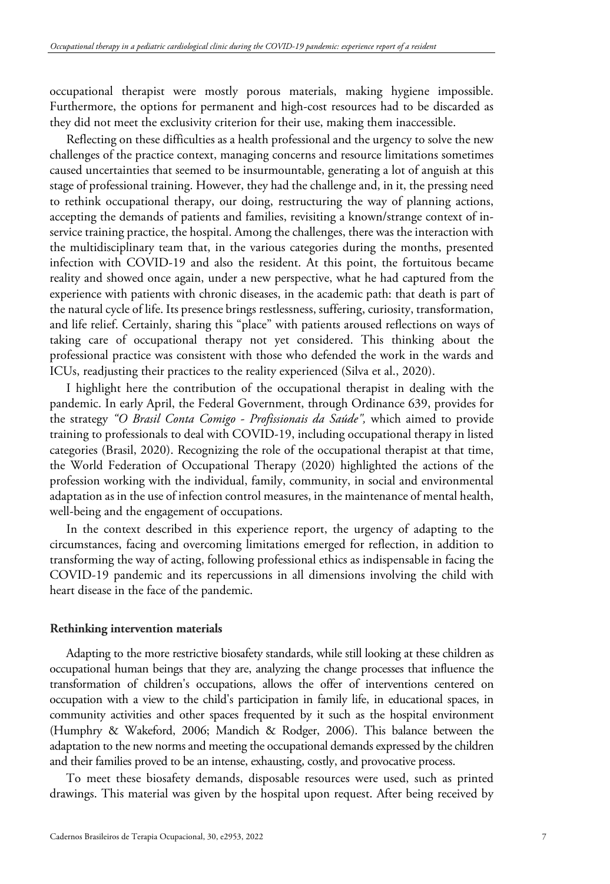occupational therapist were mostly porous materials, making hygiene impossible. Furthermore, the options for permanent and high-cost resources had to be discarded as they did not meet the exclusivity criterion for their use, making them inaccessible.

Reflecting on these difficulties as a health professional and the urgency to solve the new challenges of the practice context, managing concerns and resource limitations sometimes caused uncertainties that seemed to be insurmountable, generating a lot of anguish at this stage of professional training. However, they had the challenge and, in it, the pressing need to rethink occupational therapy, our doing, restructuring the way of planning actions, accepting the demands of patients and families, revisiting a known/strange context of in-service training practice, the hospital. Among the challenges, there was the interaction with the multidisciplinary team that, in the various categories during the months, presented infection with COVID-19 and also the resident. At this point, the fortuitous became reality and showed once again, under a new perspective, what he had captured from the experience with patients with chronic diseases, in the academic path: that death is part of the natural cycle of life. Its presence brings restlessness, suffering, curiosity, transformation, and life relief. Certainly, sharing this "place" with patients aroused reflections on ways of taking care of occupational therapy not yet considered. This thinking about the professional practice was consistent with those who defended the work in the wards and ICUs, readjusting their practices to the reality experienced (Silva et al., 2020).

I highlight here the contribution of the occupational therapist in dealing with the pandemic. In early April, the Federal Government, through Ordinance 639, provides for the strategy *"O Brasil Conta Comigo - Profissionais da Saúde",* which aimed to provide training to professionals to deal with COVID-19, including occupational therapy in listed categories (Brasil, 2020). Recognizing the role of the occupational therapist at that time, the World Federation of Occupational Therapy (2020) highlighted the actions of the profession working with the individual, family, community, in social and environmental adaptation as in the use of infection control measures, in the maintenance of mental health, well-being and the engagement of occupations.

In the context described in this experience report, the urgency of adapting to the circumstances, facing and overcoming limitations emerged for reflection, in addition to transforming the way of acting, following professional ethics as indispensable in facing the COVID-19 pandemic and its repercussions in all dimensions involving the child with heart disease in the face of the pandemic.

### Rethinking intervention materials

Adapting to the more restrictive biosafety standards, while still looking at these children as occupational human beings that they are, analyzing the change processes that influence the transformation of children's occupations, allows the offer of interventions centered on occupation with a view to the child's participation in family life, in educational spaces, in community activities and other spaces frequented by it such as the hospital environment (Humphry & Wakeford, 2006; Mandich & Rodger, 2006). This balance between the adaptation to the new norms and meeting the occupational demands expressed by the children and their families proved to be an intense, exhausting, costly, and provocative process.

To meet these biosafety demands, disposable resources were used, such as printed drawings. This material was given by the hospital upon request. After being received by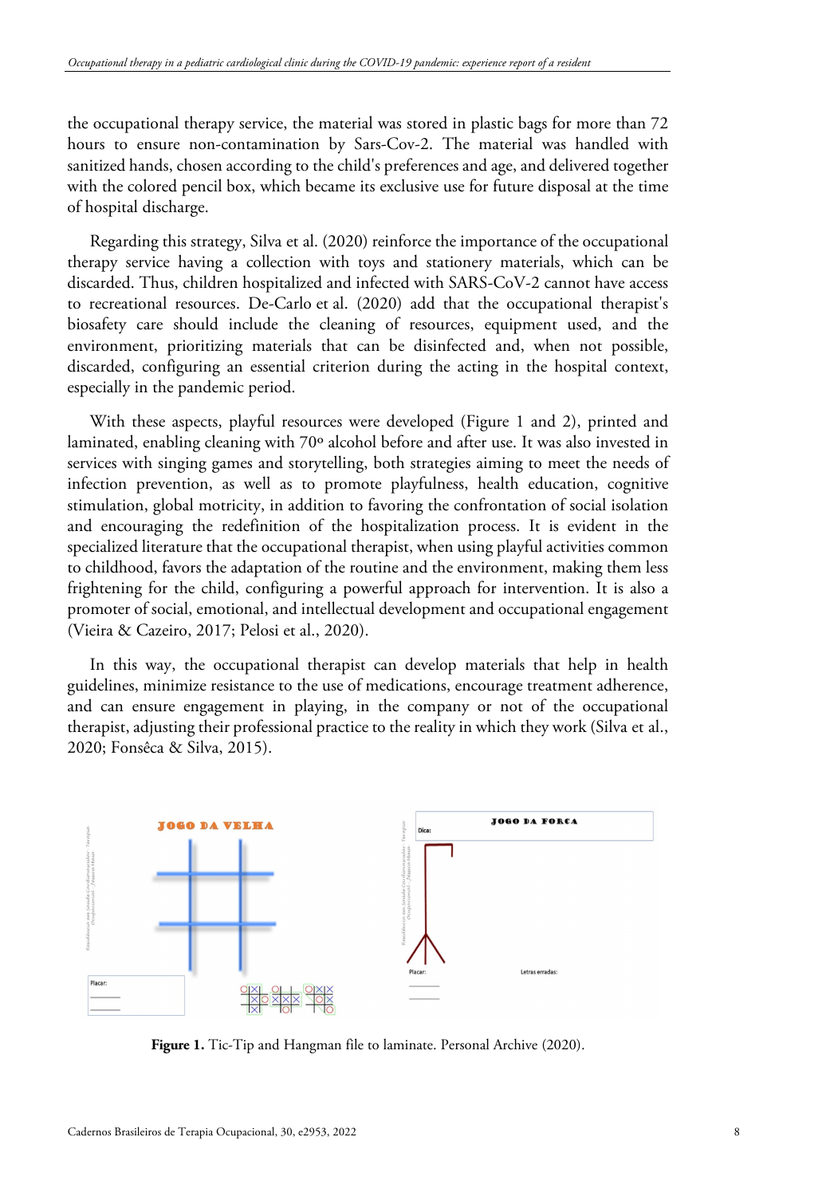the occupational therapy service, the material was stored in plastic bags for more than 72 hours to ensure non-contamination by Sars-Cov-2. The material was handled with sanitized hands, chosen according to the child's preferences and age, and delivered together with the colored pencil box, which became its exclusive use for future disposal at the time of hospital discharge.

Regarding this strategy, Silva et al. (2020) reinforce the importance of the occupational therapy service having a collection with toys and stationery materials, which can be discarded. Thus, children hospitalized and infected with SARS-CoV-2 cannot have access to recreational resources. De-Carlo et al. (2020) add that the occupational therapist's biosafety care should include the cleaning of resources, equipment used, and the environment, prioritizing materials that can be disinfected and, when not possible, discarded, configuring an essential criterion during the acting in the hospital context, especially in the pandemic period.

With these aspects, playful resources were developed (Figure 1 and 2), printed and laminated, enabling cleaning with 70º alcohol before and after use. It was also invested in services with singing games and storytelling, both strategies aiming to meet the needs of infection prevention, as well as to promote playfulness, health education, cognitive stimulation, global motricity, in addition to favoring the confrontation of social isolation and encouraging the redefinition of the hospitalization process. It is evident in the specialized literature that the occupational therapist, when using playful activities common to childhood, favors the adaptation of the routine and the environment, making them less frightening for the child, configuring a powerful approach for intervention. It is also a promoter of social, emotional, and intellectual development and occupational engagement (Vieira & Cazeiro, 2017; Pelosi et al., 2020).

In this way, the occupational therapist can develop materials that help in health guidelines, minimize resistance to the use of medications, encourage treatment adherence, and can ensure engagement in playing, in the company or not of the occupational therapist, adjusting their professional practice to the reality in which they work (Silva et al., 2020; Fonsêca & Silva, 2015).

**Figure 1.** Tic-Tip and Hangman file to laminate. Personal Archive (2020).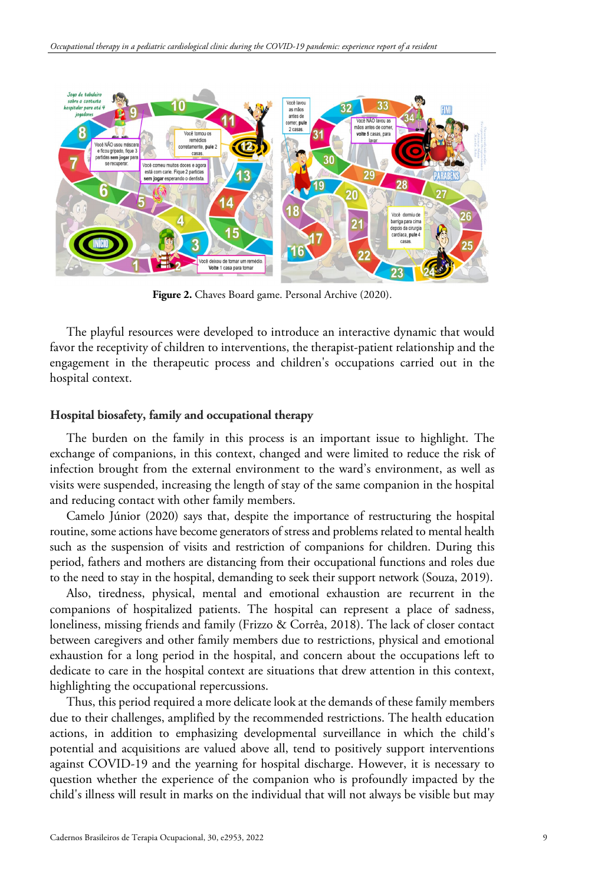**Figure 2.** Chaves Board game. Personal Archive (2020).

The playful resources were developed to introduce an interactive dynamic that would favor the receptivity of children to interventions, the therapist-patient relationship and the engagement in the therapeutic process and children's occupations carried out in the hospital context.

### Hospital biosafety, family and occupational therapy

The burden on the family in this process is an important issue to highlight. The exchange of companions, in this context, changed and were limited to reduce the risk of infection brought from the external environment to the ward's environment, as well as visits were suspended, increasing the length of stay of the same companion in the hospital and reducing contact with other family members.

Camelo Júnior (2020) says that, despite the importance of restructuring the hospital routine, some actions have become generators of stress and problems related to mental health such as the suspension of visits and restriction of companions for children. During this period, fathers and mothers are distancing from their occupational functions and roles due to the need to stay in the hospital, demanding to seek their support network (Souza, 2019).

Also, tiredness, physical, mental and emotional exhaustion are recurrent in the companions of hospitalized patients. The hospital can represent a place of sadness, loneliness, missing friends and family (Frizzo & Corrêa, 2018). The lack of closer contact between caregivers and other family members due to restrictions, physical and emotional exhaustion for a long period in the hospital, and concern about the occupations left to dedicate to care in the hospital context are situations that drew attention in this context, highlighting the occupational repercussions.

Thus, this period required a more delicate look at the demands of these family members due to their challenges, amplified by the recommended restrictions. The health education actions, in addition to emphasizing developmental surveillance in which the child's potential and acquisitions are valued above all, tend to positively support interventions against COVID-19 and the yearning for hospital discharge. However, it is necessary to question whether the experience of the companion who is profoundly impacted by the child's illness will result in marks on the individual that will not always be visible but may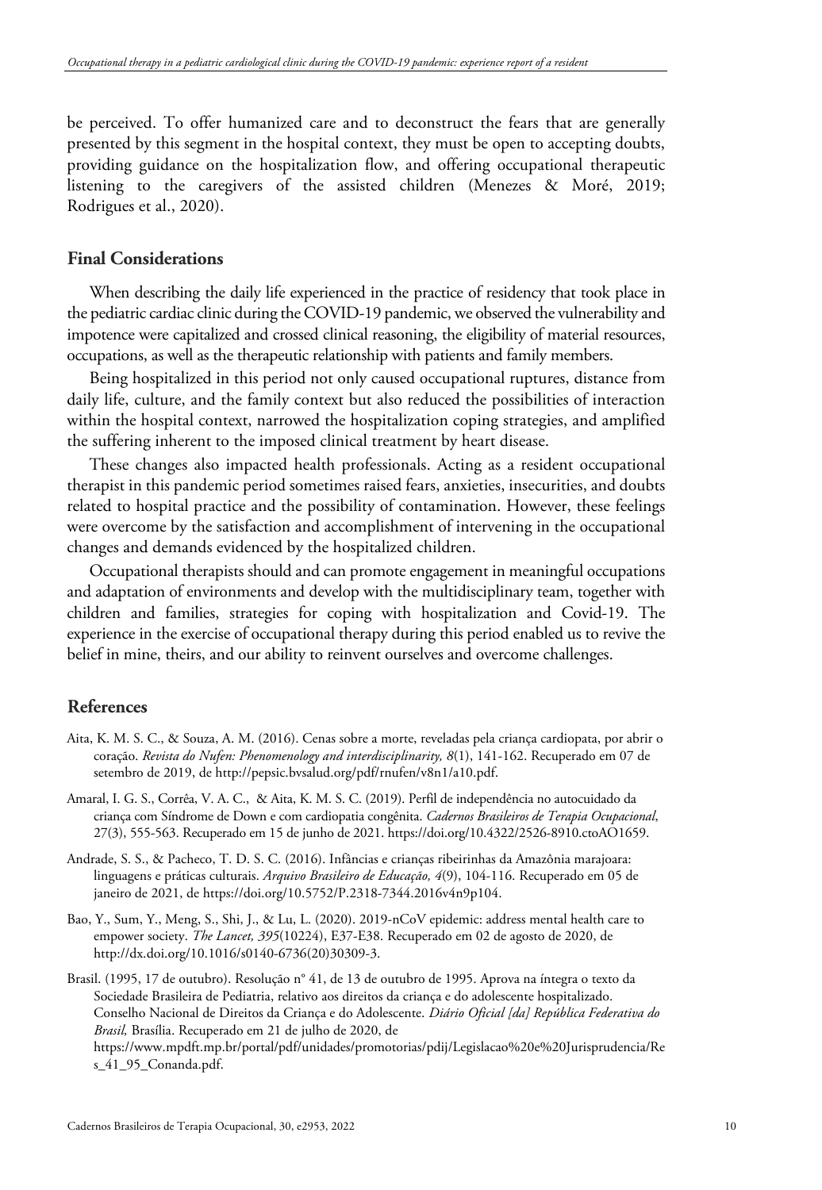be perceived. To offer humanized care and to deconstruct the fears that are generally presented by this segment in the hospital context, they must be open to accepting doubts, providing guidance on the hospitalization flow, and offering occupational therapeutic listening to the caregivers of the assisted children (Menezes & Moré, 2019; Rodrigues et al., 2020).

## Final Considerations

When describing the daily life experienced in the practice of residency that took place in the pediatric cardiac clinic during the COVID-19 pandemic, we observed the vulnerability and impotence were capitalized and crossed clinical reasoning, the eligibility of material resources, occupations, as well as the therapeutic relationship with patients and family members.

Being hospitalized in this period not only caused occupational ruptures, distance from daily life, culture, and the family context but also reduced the possibilities of interaction within the hospital context, narrowed the hospitalization coping strategies, and amplified the suffering inherent to the imposed clinical treatment by heart disease.

These changes also impacted health professionals. Acting as a resident occupational therapist in this pandemic period sometimes raised fears, anxieties, insecurities, and doubts related to hospital practice and the possibility of contamination. However, these feelings were overcome by the satisfaction and accomplishment of intervening in the occupational changes and demands evidenced by the hospitalized children.

Occupational therapists should and can promote engagement in meaningful occupations and adaptation of environments and develop with the multidisciplinary team, together with children and families, strategies for coping with hospitalization and Covid-19. The experience in the exercise of occupational therapy during this period enabled us to revive the belief in mine, theirs, and our ability to reinvent ourselves and overcome challenges.

## References

Aita, K. M. S. C., & Souza, A. M. (2016). Cenas sobre a morte, reveladas pela criança cardiopata, por abrir o coração. *Revista do Nufen: Phenomenology and interdisciplinarity, 8*(1), 141-162. Recuperado em 07 de setembro de 2019, de http://pepsic.bvsalud.org/pdf/rnufen/v8n1/a10.pdf.

Amaral, I. G. S., Corrêa, V. A. C., & Aita, K. M. S. C. (2019). Perfil de independência no autocuidado da criança com Síndrome de Down e com cardiopatia congênita. *Cadernos Brasileiros de Terapia Ocupacional*, 27(3), 555-563. Recuperado em 15 de junho de 2021. https://doi.org/10.4322/2526-8910.ctoAO1659.

Andrade, S. S., & Pacheco, T. D. S. C. (2016). Infâncias e crianças ribeirinhas da Amazônia marajoara: linguagens e práticas culturais. *Arquivo Brasileiro de Educação, 4*(9), 104-116. Recuperado em 05 de janeiro de 2021, de https://doi.org/10.5752/P.2318-7344.2016v4n9p104.

Bao, Y., Sum, Y., Meng, S., Shi, J., & Lu, L. (2020). 2019-nCoV epidemic: address mental health care to empower society. *The Lancet, 395*(10224), E37-E38. Recuperado em 02 de agosto de 2020, de http://dx.doi.org/10.1016/s0140-6736(20)30309-3.

Brasil. (1995, 17 de outubro). Resolução nº 41, de 13 de outubro de 1995. Aprova na íntegra o texto da Sociedade Brasileira de Pediatria, relativo aos direitos da criança e do adolescente hospitalizado. Conselho Nacional de Direitos da Criança e do Adolescente. *Diário Oficial [da] República Federativa do Brasil,* Brasília. Recuperado em 21 de julho de 2020, de https://www.mpdft.mp.br/portal/pdf/unidades/promotorias/pdij/Legislacao%20e%20Jurisprudencia/Res_41_95_Conanda.pdf.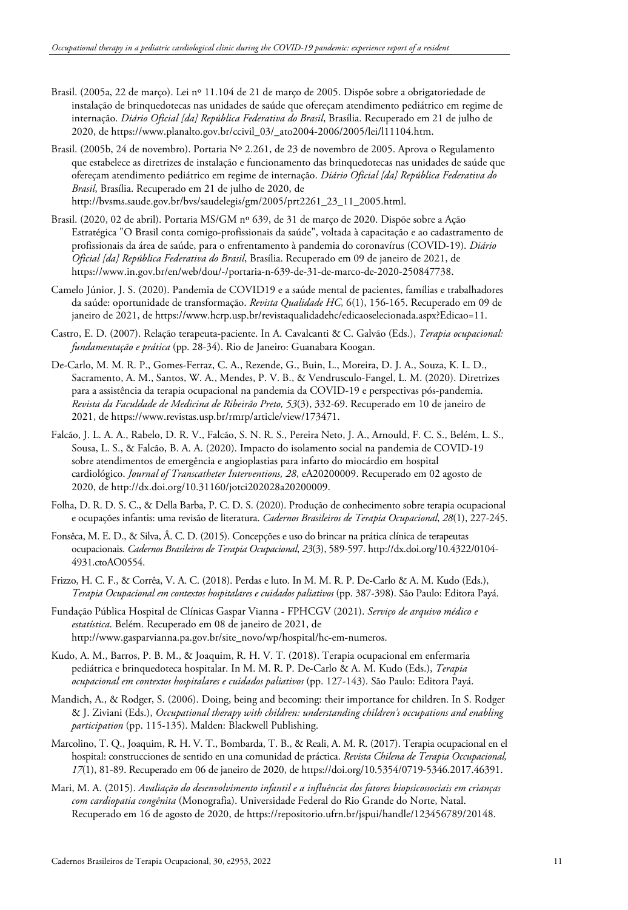Brasil. (2005a, 22 de março). Lei nº 11.104 de 21 de março de 2005. Dispõe sobre a obrigatoriedade de instalação de brinquedotecas nas unidades de saúde que ofereçam atendimento pediátrico em regime de internação. *Diário Oficial [da] República Federativa do Brasil*, Brasília. Recuperado em 21 de julho de 2020, de https://www.planalto.gov.br/ccivil_03/_ato2004-2006/2005/lei/l11104.htm.

Brasil. (2005b, 24 de novembro). Portaria Nº 2.261, de 23 de novembro de 2005. Aprova o Regulamento que estabelece as diretrizes de instalação e funcionamento das brinquedotecas nas unidades de saúde que ofereçam atendimento pediátrico em regime de internação. *Diário Oficial [da] República Federativa do Brasil*, Brasília. Recuperado em 21 de julho de 2020, de http://bvsms.saude.gov.br/bvs/saudelegis/gm/2005/prt2261_23_11_2005.html.

Brasil. (2020, 02 de abril). Portaria MS/GM nº 639, de 31 de março de 2020. Dispõe sobre a Ação Estratégica "O Brasil conta comigo-profissionais da saúde", voltada à capacitação e ao cadastramento de profissionais da área de saúde, para o enfrentamento à pandemia do coronavírus (COVID-19). *Diário Oficial [da] República Federativa do Brasil*, Brasília. Recuperado em 09 de janeiro de 2021, de https://www.in.gov.br/en/web/dou/-/portaria-n-639-de-31-de-marco-de-2020-250847738.

Camelo Júnior, J. S. (2020). Pandemia de COVID19 e a saúde mental de pacientes, famílias e trabalhadores da saúde: oportunidade de transformação. *Revista Qualidade HC, 6*(1), 156-165. Recuperado em 09 de janeiro de 2021, de https://www.hcrp.usp.br/revistaqualidadehc/edicaoselecionada.aspx?Edicao=11.

Castro, E. D. (2007). Relação terapeuta-paciente. In A. Cavalcanti & C. Galvão (Eds.), *Terapia ocupacional: fundamentação e prática* (pp. 28-34). Rio de Janeiro: Guanabara Koogan.

De-Carlo, M. M. R. P., Gomes-Ferraz, C. A., Rezende, G., Buin, L., Moreira, D. J. A., Souza, K. L. D., Sacramento, A. M., Santos, W. A., Mendes, P. V. B., & Vendrusculo-Fangel, L. M. (2020). Diretrizes para a assistência da terapia ocupacional na pandemia da COVID-19 e perspectivas pós-pandemia. *Revista da Faculdade de Medicina de Ribeirão Preto, 53*(3), 332-69. Recuperado em 10 de janeiro de 2021, de https://www.revistas.usp.br/rmrp/article/view/173471.

Falcão, J. L. A. A., Rabelo, D. R. V., Falcão, S. N. R. S., Pereira Neto, J. A., Arnould, F. C. S., Belém, L. S., Sousa, L. S., & Falcão, B. A. A. (2020). Impacto do isolamento social na pandemia de COVID-19 sobre atendimentos de emergência e angioplastias para infarto do miocárdio em hospital cardiológico. *Journal of Transcatheter Interventions, 28*, eA20200009. Recuperado em 02 agosto de 2020, de http://dx.doi.org/10.31160/jotci202028a20200009.

Folha, D. R. D. S. C., & Della Barba, P. C. D. S. (2020). Produção de conhecimento sobre terapia ocupacional e ocupações infantis: uma revisão de literatura. *Cadernos Brasileiros de Terapia Ocupacional*, *28*(1), 227-245.

Fonsêca, M. E. D., & Silva, Â. C. D. (2015). Concepções e uso do brincar na prática clínica de terapeutas ocupacionais. *Cadernos Brasileiros de Terapia Ocupacional*, *23*(3), 589-597. http://dx.doi.org/10.4322/0104-4931.ctoAO0554.

Frizzo, H. C. F., & Corrêa, V. A. C. (2018). Perdas e luto. In M. M. R. P. De-Carlo & A. M. Kudo (Eds.), *Terapia Ocupacional em contextos hospitalares e cuidados paliativos* (pp. 387-398). São Paulo: Editora Payá.

Fundação Pública Hospital de Clínicas Gaspar Vianna - FPHCGV (2021). *Serviço de arquivo médico e estatística*. Belém. Recuperado em 08 de janeiro de 2021, de http://www.gasparvianna.pa.gov.br/site_novo/wp/hospital/hc-em-numeros.

Kudo, A. M., Barros, P. B. M., & Joaquim, R. H. V. T. (2018). Terapia ocupacional em enfermaria pediátrica e brinquedoteca hospitalar. In M. M. R. P. De-Carlo & A. M. Kudo (Eds.), *Terapia ocupacional em contextos hospitalares e cuidados paliativos* (pp. 127-143). São Paulo: Editora Payá.

Mandich, A., & Rodger, S. (2006). Doing, being and becoming: their importance for children. In S. Rodger & J. Ziviani (Eds.), *Occupational therapy with children: understanding children's occupations and enabling participation* (pp. 115-135). Malden: Blackwell Publishing.

Marcolino, T. Q., Joaquim, R. H. V. T., Bombarda, T. B., & Reali, A. M. R. (2017). Terapia ocupacional en el hospital: construcciones de sentido en una comunidad de práctica. *Revista Chilena de Terapia Occupacional, 17*(1), 81-89. Recuperado em 06 de janeiro de 2020, de https://doi.org/10.5354/0719-5346.2017.46391.

Mari, M. A. (2015). *Avaliação do desenvolvimento infantil e a influência dos fatores biopsicossociais em crianças com cardiopatia congênita* (Monografia). Universidade Federal do Rio Grande do Norte, Natal. Recuperado em 16 de agosto de 2020, de https://repositorio.ufrn.br/jspui/handle/123456789/20148.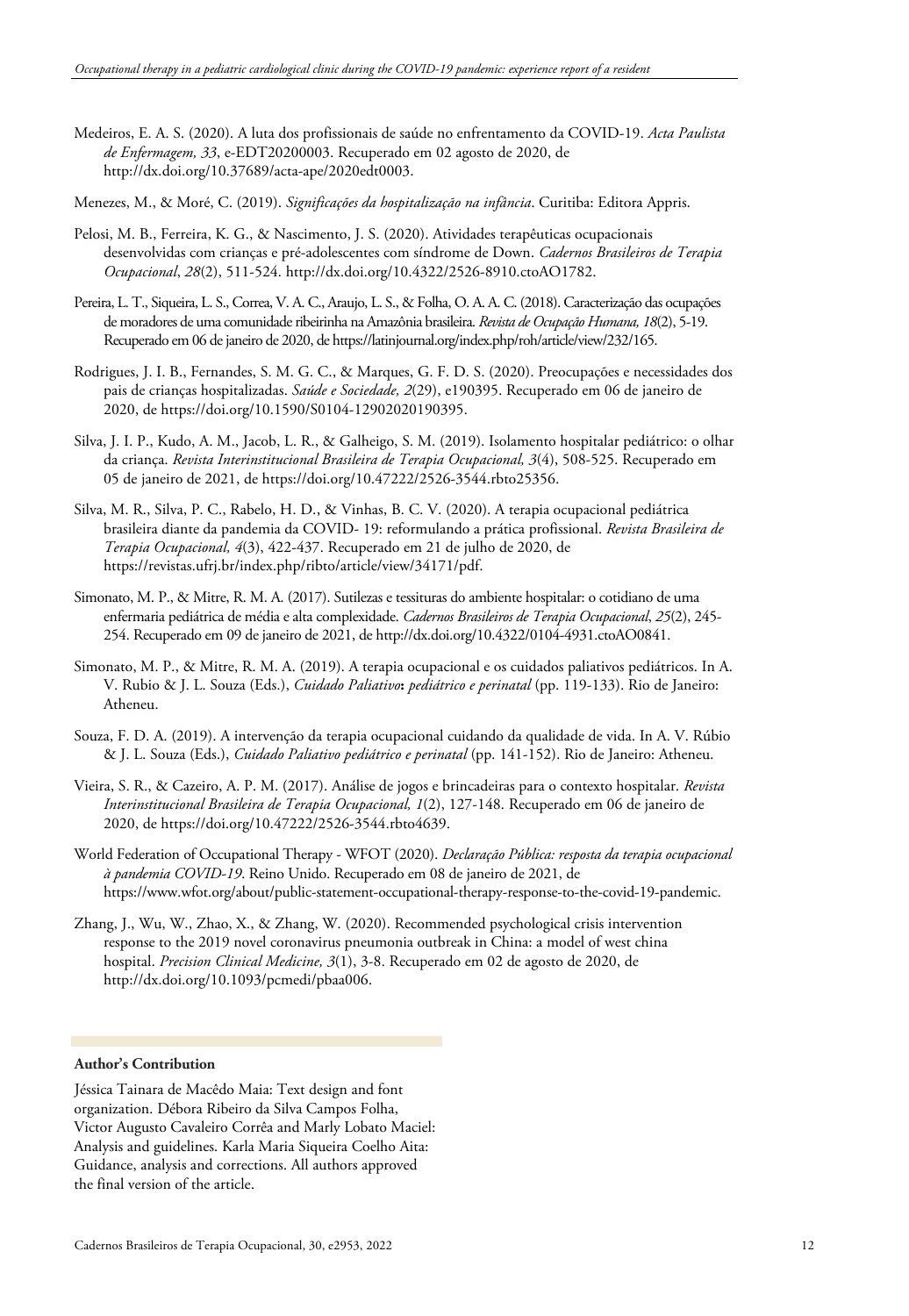Medeiros, E. A. S. (2020). A luta dos profissionais de saúde no enfrentamento da COVID-19. *Acta Paulista de Enfermagem, 33*, e-EDT20200003. Recuperado em 02 agosto de 2020, de http://dx.doi.org/10.37689/acta-ape/2020edt0003.

Menezes, M., & Moré, C. (2019). *Significações da hospitalização na infância*. Curitiba: Editora Appris.

Pelosi, M. B., Ferreira, K. G., & Nascimento, J. S. (2020). Atividades terapêuticas ocupacionais desenvolvidas com crianças e pré-adolescentes com síndrome de Down. *Cadernos Brasileiros de Terapia Ocupacional*, *28*(2), 511-524. http://dx.doi.org/10.4322/2526-8910.ctoAO1782.

Pereira, L. T., Siqueira, L. S., Correa, V. A. C., Araujo, L. S., & Folha, O. A. A. C. (2018). Caracterização das ocupações de moradores de uma comunidade ribeirinha na Amazônia brasileira. *Revista de Ocupação Humana, 18*(2), 5-19. Recuperado em 06 de janeiro de 2020, de https://latinjournal.org/index.php/roh/article/view/232/165.

Rodrigues, J. I. B., Fernandes, S. M. G. C., & Marques, G. F. D. S. (2020). Preocupações e necessidades dos pais de crianças hospitalizadas. *Saúde e Sociedade, 2*(29), e190395. Recuperado em 06 de janeiro de 2020, de https://doi.org/10.1590/S0104-12902020190395.

Silva, J. I. P., Kudo, A. M., Jacob, L. R., & Galheigo, S. M. (2019). Isolamento hospitalar pediátrico: o olhar da criança. *Revista Interinstitucional Brasileira de Terapia Ocupacional, 3*(4), 508-525. Recuperado em 05 de janeiro de 2021, de https://doi.org/10.47222/2526-3544.rbto25356.

Silva, M. R., Silva, P. C., Rabelo, H. D., & Vinhas, B. C. V. (2020). A terapia ocupacional pediátrica brasileira diante da pandemia da COVID- 19: reformulando a prática profissional. *Revista Brasileira de Terapia Ocupacional, 4*(3), 422-437. Recuperado em 21 de julho de 2020, de https://revistas.ufrj.br/index.php/ribto/article/view/34171/pdf.

Simonato, M. P., & Mitre, R. M. A. (2017). Sutilezas e tessituras do ambiente hospitalar: o cotidiano de uma enfermaria pediátrica de média e alta complexidade. *Cadernos Brasileiros de Terapia Ocupacional*, *25*(2), 245-254. Recuperado em 09 de janeiro de 2021, de http://dx.doi.org/10.4322/0104-4931.ctoAO0841.

Simonato, M. P., & Mitre, R. M. A. (2019). A terapia ocupacional e os cuidados paliativos pediátricos. In A. V. Rubio & J. L. Souza (Eds.), *Cuidado Paliativo***:** *pediátrico e perinatal* (pp. 119-133). Rio de Janeiro: Atheneu.

Souza, F. D. A. (2019). A intervenção da terapia ocupacional cuidando da qualidade de vida. In A. V. Rúbio & J. L. Souza (Eds.), *Cuidado Paliativo pediátrico e perinatal* (pp. 141-152). Rio de Janeiro: Atheneu.

Vieira, S. R., & Cazeiro, A. P. M. (2017). Análise de jogos e brincadeiras para o contexto hospitalar. *Revista Interinstitucional Brasileira de Terapia Ocupacional, 1*(2), 127-148. Recuperado em 06 de janeiro de 2020, de https://doi.org/10.47222/2526-3544.rbto4639.

World Federation of Occupational Therapy - WFOT (2020). *Declaração Pública: resposta da terapia ocupacional à pandemia COVID-19*. Reino Unido. Recuperado em 08 de janeiro de 2021, de https://www.wfot.org/about/public-statement-occupational-therapy-response-to-the-covid-19-pandemic.

Zhang, J., Wu, W., Zhao, X., & Zhang, W. (2020). Recommended psychological crisis intervention response to the 2019 novel coronavirus pneumonia outbreak in China: a model of west china hospital. *Precision Clinical Medicine, 3*(1), 3-8. Recuperado em 02 de agosto de 2020, de http://dx.doi.org/10.1093/pcmedi/pbaa006.

**Author's Contribution**

Jéssica Tainara de Macêdo Maia: Text design and font organization. Débora Ribeiro da Silva Campos Folha, Victor Augusto Cavaleiro Corrêa and Marly Lobato Maciel: Analysis and guidelines. Karla Maria Siqueira Coelho Aita: Guidance, analysis and corrections. All authors approved the final version of the article.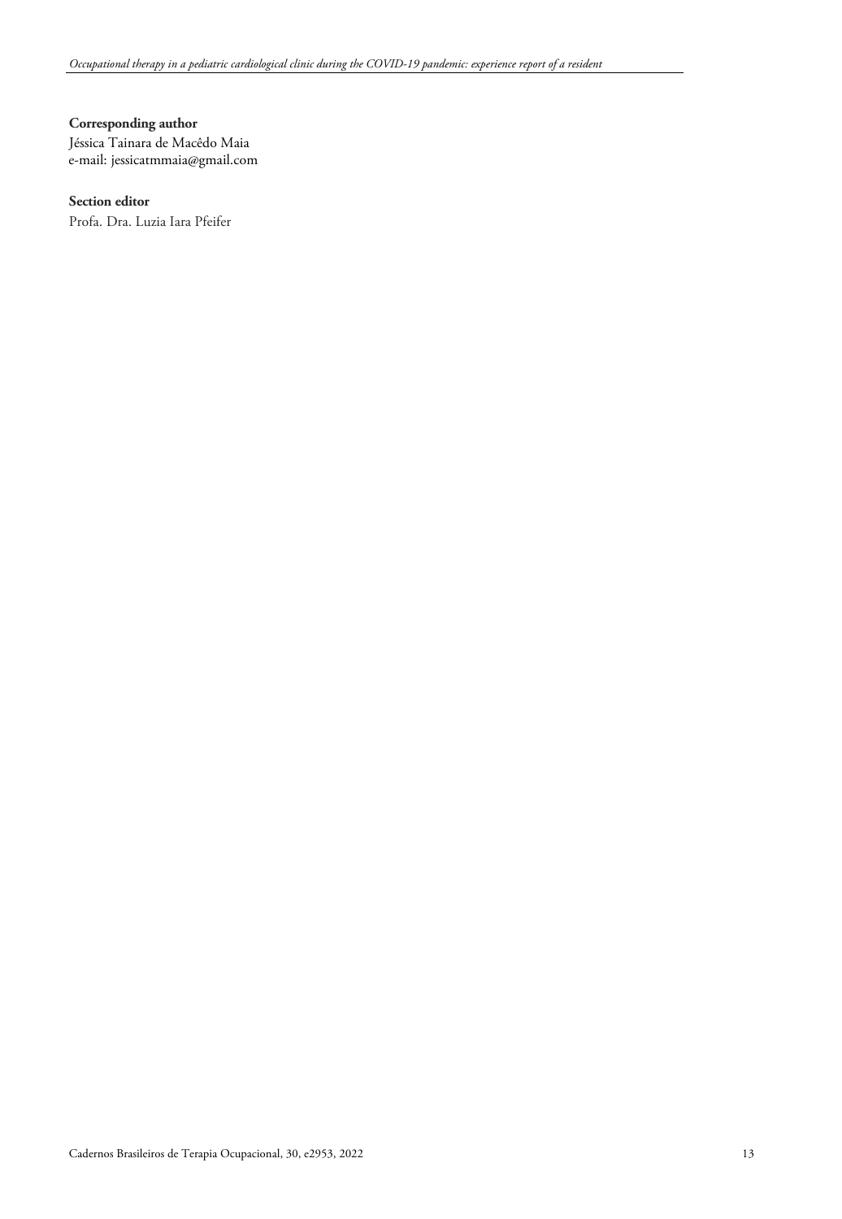**Corresponding author**
Jéssica Tainara de Macêdo Maia
e-mail: jessicatmmaia@gmail.com

**Section editor**
Profa. Dra. Luzia Iara Pfeifer